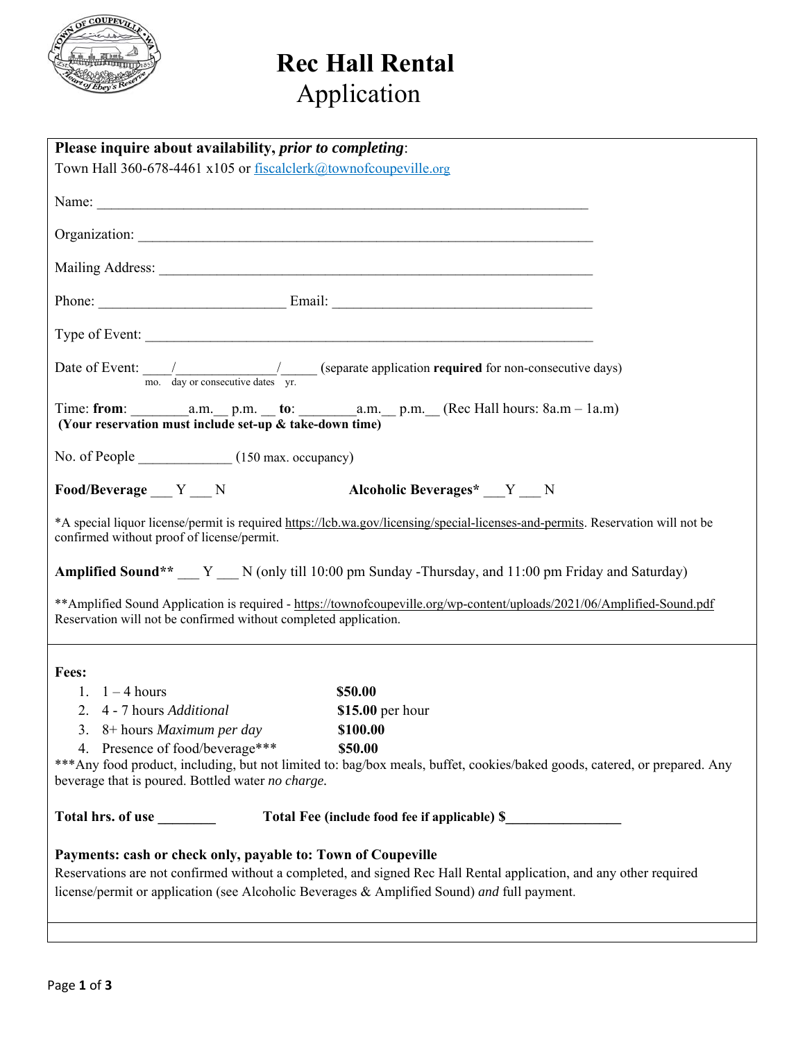# Rec Hall Rental
## Application

**Please inquire about availability, *prior to completing*:**
Town Hall 360-678-4461 x105 or fiscalclerk@townofcoupeville.org

Name: ______________________________________________________________________

Organization: ________________________________________________________________

Mailing Address: _____________________________________________________________

Phone: _________________________ Email: ___________________________________

Type of Event: _______________________________________________________________

Date of Event: ____/_____________/_____ (separate application **required** for non-consecutive days)
mo. day or consecutive dates yr.

Time: **from**: ________a.m.__ p.m. __ **to**: ________a.m.__ p.m.__ (Rec Hall hours: 8a.m – 1a.m)
**(Your reservation must include set-up & take-down time)**

No. of People _____________ (150 max. occupancy)

**Food/Beverage** ___ Y ___ N **Alcoholic Beverages*** ___Y ___ N

*A special liquor license/permit is required https://lcb.wa.gov/licensing/special-licenses-and-permits. Reservation will not be confirmed without proof of license/permit.

**Amplified Sound**** ___ Y ___ N (only till 10:00 pm Sunday -Thursday, and 11:00 pm Friday and Saturday)

**Amplified Sound Application is required - https://townofcoupeville.org/wp-content/uploads/2021/06/Amplified-Sound.pdf Reservation will not be confirmed without completed application.

**Fees:**

1. 1 – 4 hours **$50.00**
2. 4 - 7 hours *Additional* **$15.00** per hour
3. 8+ hours *Maximum per day* **$100.00**
4. Presence of food/beverage*** **$50.00**

***Any food product, including, but not limited to: bag/box meals, buffet, cookies/baked goods, catered, or prepared. Any beverage that is poured. Bottled water *no charge.*

**Total hrs. of use ________ Total Fee (include food fee if applicable) $________________**

**Payments: cash or check only, payable to: Town of Coupeville**
Reservations are not confirmed without a completed, and signed Rec Hall Rental application, and any other required license/permit or application (see Alcoholic Beverages & Amplified Sound) *and* full payment.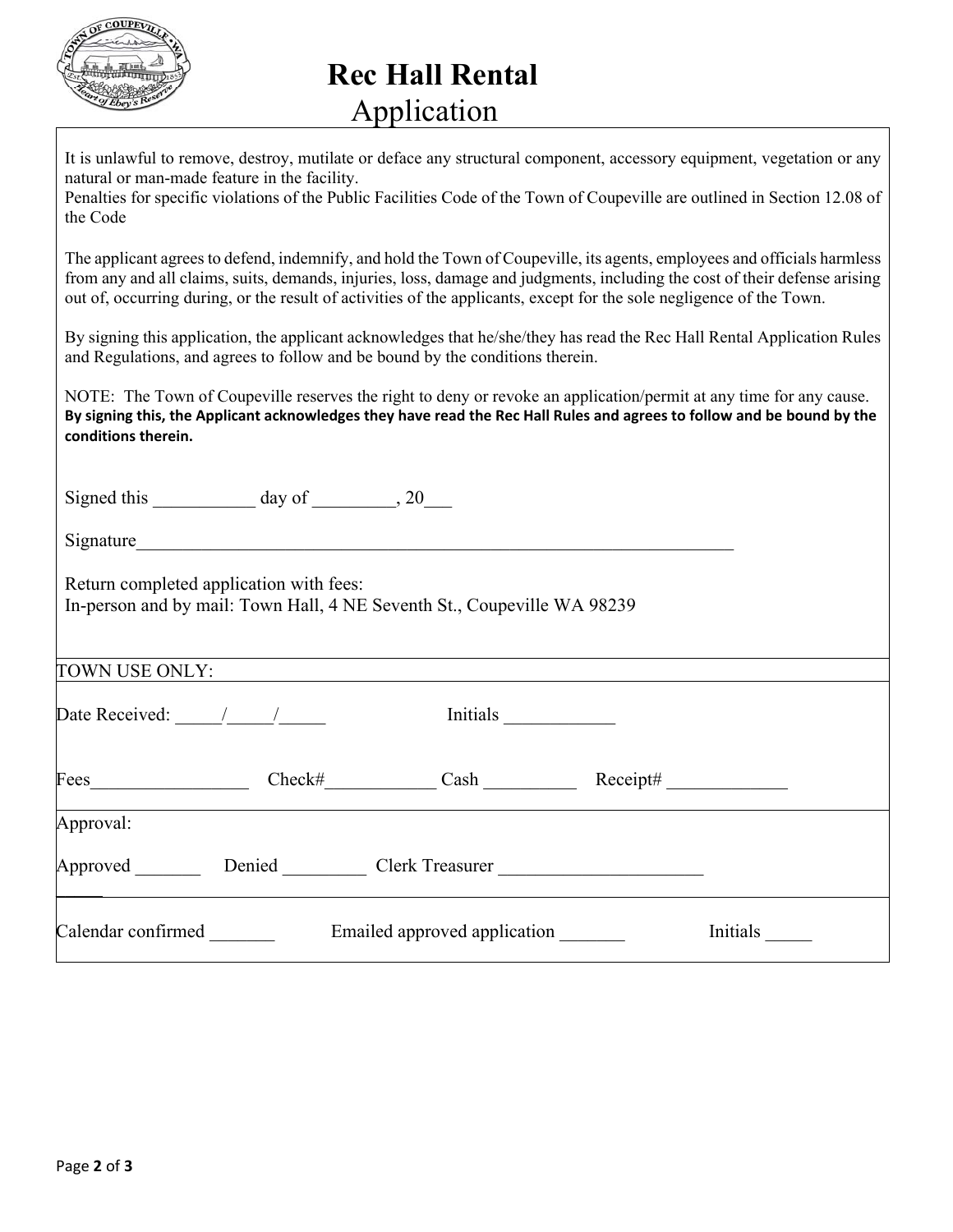# Rec Hall Rental
## Application

It is unlawful to remove, destroy, mutilate or deface any structural component, accessory equipment, vegetation or any natural or man-made feature in the facility.
Penalties for specific violations of the Public Facilities Code of the Town of Coupeville are outlined in Section 12.08 of the Code

The applicant agrees to defend, indemnify, and hold the Town of Coupeville, its agents, employees and officials harmless from any and all claims, suits, demands, injuries, loss, damage and judgments, including the cost of their defense arising out of, occurring during, or the result of activities of the applicants, except for the sole negligence of the Town.

By signing this application, the applicant acknowledges that he/she/they has read the Rec Hall Rental Application Rules and Regulations, and agrees to follow and be bound by the conditions therein.

NOTE: The Town of Coupeville reserves the right to deny or revoke an application/permit at any time for any cause.
**By signing this, the Applicant acknowledges they have read the Rec Hall Rules and agrees to follow and be bound by the conditions therein.**

Signed this ___________ day of _________, 20___

Signature____________________________________________________________________

Return completed application with fees:
In-person and by mail: Town Hall, 4 NE Seventh St., Coupeville WA 98239

TOWN USE ONLY:

Date Received: _____/_____/_____ Initials ____________

Fees_________________ Check#____________ Cash __________ Receipt# _____________

Approval:

Approved _______ Denied _________ Clerk Treasurer ______________________

Calendar confirmed _______ Emailed approved application _______ Initials _____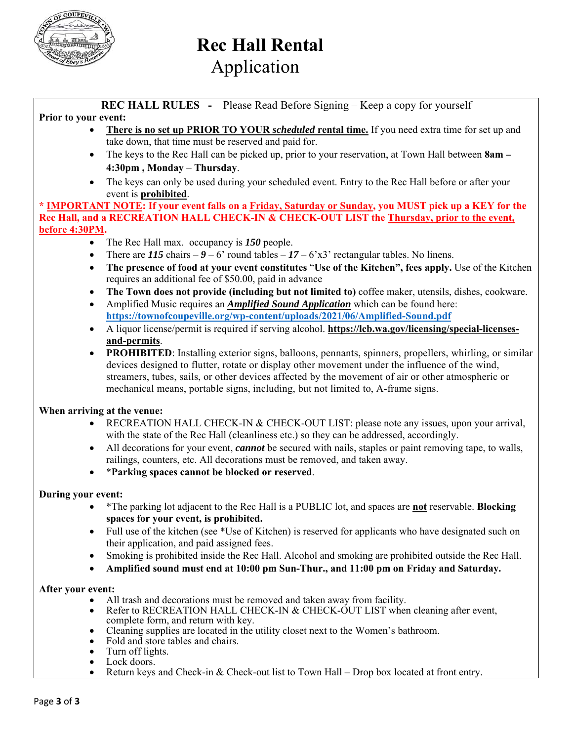# Rec Hall Rental

Application

**REC HALL RULES -** Please Read Before Signing – Keep a copy for yourself

**Prior to your event:**

- **There is no set up PRIOR TO YOUR *scheduled* rental time.** If you need extra time for set up and take down, that time must be reserved and paid for.
- The keys to the Rec Hall can be picked up, prior to your reservation, at Town Hall between **8am – 4:30pm , Monday** – **Thursday**.
- The keys can only be used during your scheduled event. Entry to the Rec Hall before or after your event is **prohibited**.

**\* IMPORTANT NOTE: If your event falls on a Friday, Saturday or Sunday, you MUST pick up a KEY for the Rec Hall, and a RECREATION HALL CHECK-IN & CHECK-OUT LIST the Thursday, prior to the event, before 4:30PM.**

- The Rec Hall max. occupancy is ***150*** people.
- There are ***115*** chairs – ***9*** – 6' round tables – ***17*** – 6'x3' rectangular tables. No linens.
- **The presence of food at your event constitutes "Use of the Kitchen", fees apply.** Use of the Kitchen requires an additional fee of $50.00, paid in advance
- **The Town does not provide (including but not limited to)** coffee maker, utensils, dishes, cookware.
- Amplified Music requires an ***Amplified Sound Application*** which can be found here: **https://townofcoupeville.org/wp-content/uploads/2021/06/Amplified-Sound.pdf**
- A liquor license/permit is required if serving alcohol. **https://lcb.wa.gov/licensing/special-licenses-and-permits**.
- **PROHIBITED**: Installing exterior signs, balloons, pennants, spinners, propellers, whirling, or similar devices designed to flutter, rotate or display other movement under the influence of the wind, streamers, tubes, sails, or other devices affected by the movement of air or other atmospheric or mechanical means, portable signs, including, but not limited to, A-frame signs.

**When arriving at the venue:**

- RECREATION HALL CHECK-IN & CHECK-OUT LIST: please note any issues, upon your arrival, with the state of the Rec Hall (cleanliness etc.) so they can be addressed, accordingly.
- All decorations for your event, ***cannot*** be secured with nails, staples or paint removing tape, to walls, railings, counters, etc. All decorations must be removed, and taken away.
- \***Parking spaces cannot be blocked or reserved**.

**During your event:**

- \*The parking lot adjacent to the Rec Hall is a PUBLIC lot, and spaces are **not** reservable. **Blocking spaces for your event, is prohibited.**
- Full use of the kitchen (see \*Use of Kitchen) is reserved for applicants who have designated such on their application, and paid assigned fees.
- Smoking is prohibited inside the Rec Hall. Alcohol and smoking are prohibited outside the Rec Hall.
- **Amplified sound must end at 10:00 pm Sun-Thur., and 11:00 pm on Friday and Saturday.**

**After your event:**

- All trash and decorations must be removed and taken away from facility.
- Refer to RECREATION HALL CHECK-IN & CHECK-OUT LIST when cleaning after event, complete form, and return with key.
- Cleaning supplies are located in the utility closet next to the Women's bathroom.
- Fold and store tables and chairs.
- Turn off lights.
- Lock doors.
- Return keys and Check-in & Check-out list to Town Hall – Drop box located at front entry.